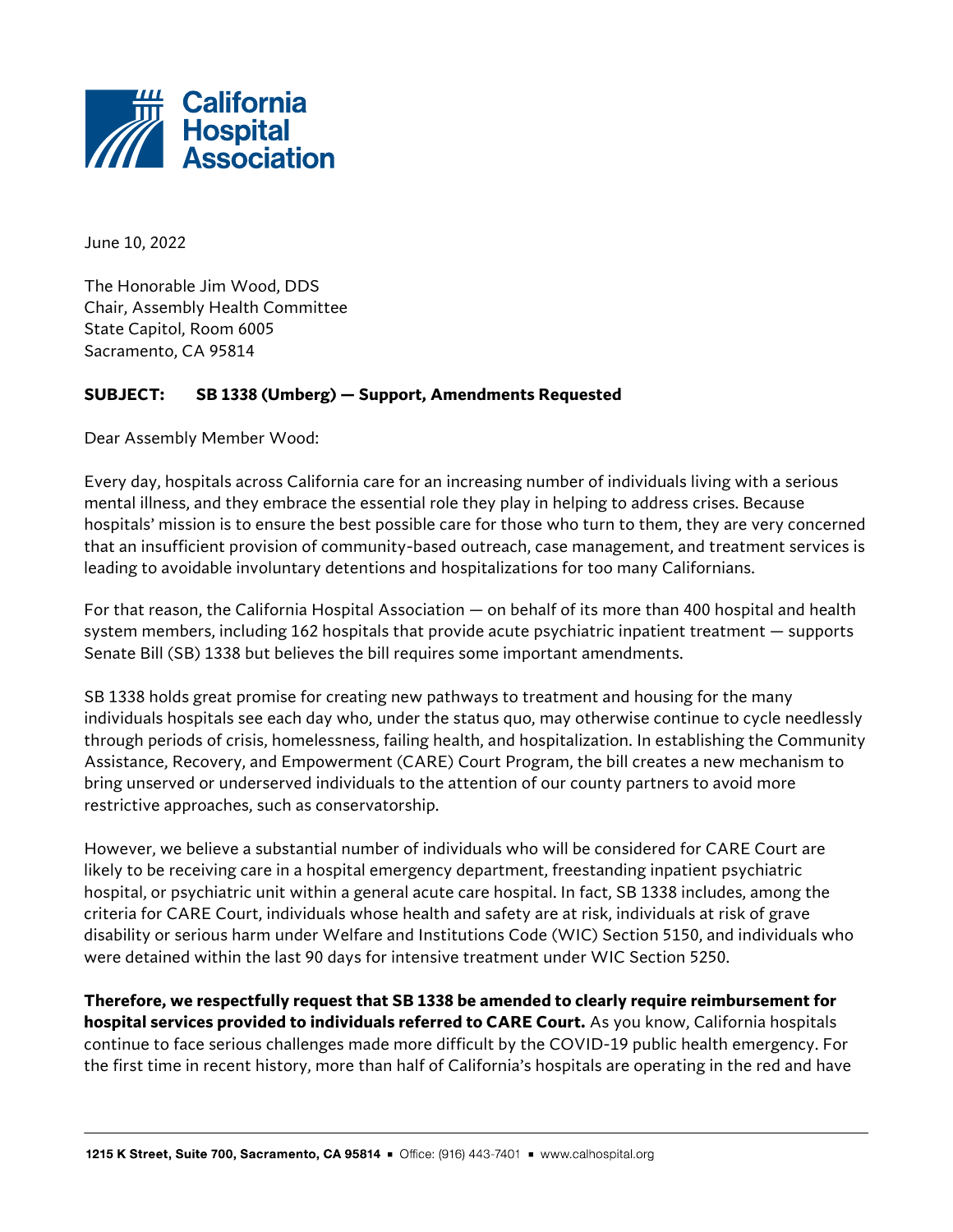California Hospital Association

June 10, 2022

The Honorable Jim Wood, DDS
Chair, Assembly Health Committee
State Capitol, Room 6005
Sacramento, CA 95814

**SUBJECT: SB 1338 (Umberg) — Support, Amendments Requested**

Dear Assembly Member Wood:

Every day, hospitals across California care for an increasing number of individuals living with a serious mental illness, and they embrace the essential role they play in helping to address crises. Because hospitals' mission is to ensure the best possible care for those who turn to them, they are very concerned that an insufficient provision of community-based outreach, case management, and treatment services is leading to avoidable involuntary detentions and hospitalizations for too many Californians.

For that reason, the California Hospital Association — on behalf of its more than 400 hospital and health system members, including 162 hospitals that provide acute psychiatric inpatient treatment — supports Senate Bill (SB) 1338 but believes the bill requires some important amendments.

SB 1338 holds great promise for creating new pathways to treatment and housing for the many individuals hospitals see each day who, under the status quo, may otherwise continue to cycle needlessly through periods of crisis, homelessness, failing health, and hospitalization. In establishing the Community Assistance, Recovery, and Empowerment (CARE) Court Program, the bill creates a new mechanism to bring unserved or underserved individuals to the attention of our county partners to avoid more restrictive approaches, such as conservatorship.

However, we believe a substantial number of individuals who will be considered for CARE Court are likely to be receiving care in a hospital emergency department, freestanding inpatient psychiatric hospital, or psychiatric unit within a general acute care hospital. In fact, SB 1338 includes, among the criteria for CARE Court, individuals whose health and safety are at risk, individuals at risk of grave disability or serious harm under Welfare and Institutions Code (WIC) Section 5150, and individuals who were detained within the last 90 days for intensive treatment under WIC Section 5250.

**Therefore, we respectfully request that SB 1338 be amended to clearly require reimbursement for hospital services provided to individuals referred to CARE Court.** As you know, California hospitals continue to face serious challenges made more difficult by the COVID-19 public health emergency. For the first time in recent history, more than half of California's hospitals are operating in the red and have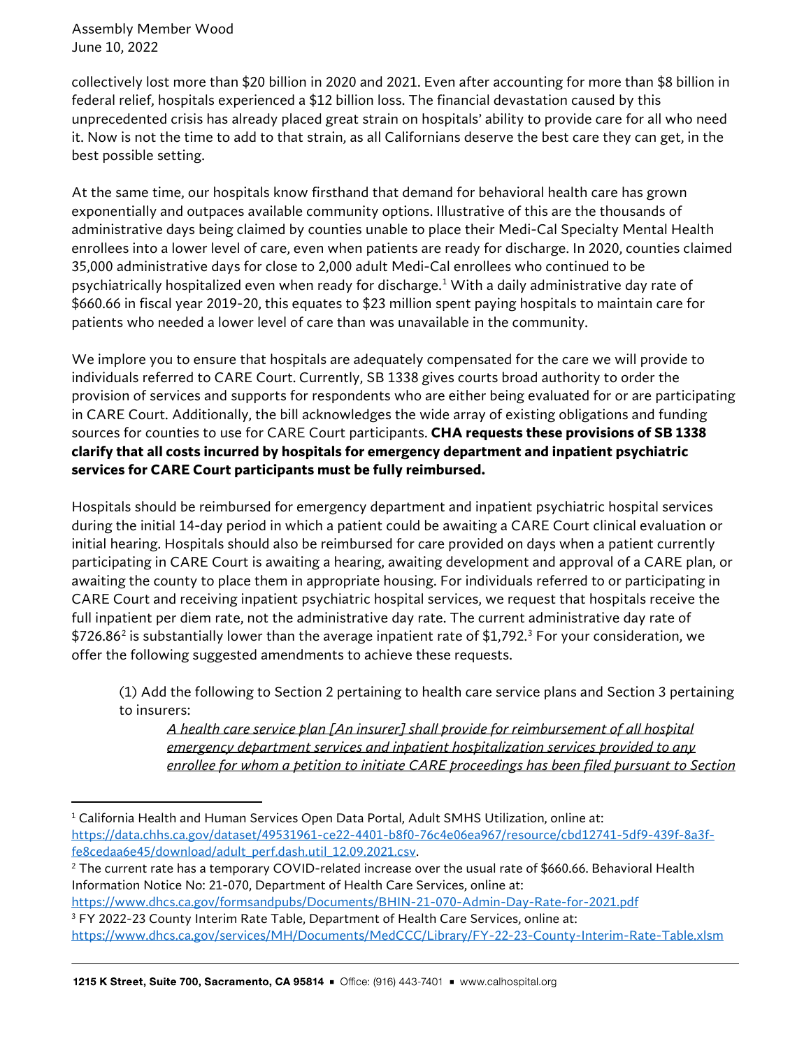collectively lost more than $20 billion in 2020 and 2021. Even after accounting for more than $8 billion in federal relief, hospitals experienced a $12 billion loss. The financial devastation caused by this unprecedented crisis has already placed great strain on hospitals' ability to provide care for all who need it. Now is not the time to add to that strain, as all Californians deserve the best care they can get, in the best possible setting.

At the same time, our hospitals know firsthand that demand for behavioral health care has grown exponentially and outpaces available community options. Illustrative of this are the thousands of administrative days being claimed by counties unable to place their Medi-Cal Specialty Mental Health enrollees into a lower level of care, even when patients are ready for discharge. In 2020, counties claimed 35,000 administrative days for close to 2,000 adult Medi-Cal enrollees who continued to be psychiatrically hospitalized even when ready for discharge.[1] With a daily administrative day rate of $660.66 in fiscal year 2019-20, this equates to $23 million spent paying hospitals to maintain care for patients who needed a lower level of care than was unavailable in the community.

We implore you to ensure that hospitals are adequately compensated for the care we will provide to individuals referred to CARE Court. Currently, SB 1338 gives courts broad authority to order the provision of services and supports for respondents who are either being evaluated for or are participating in CARE Court. Additionally, the bill acknowledges the wide array of existing obligations and funding sources for counties to use for CARE Court participants. **CHA requests these provisions of SB 1338 clarify that all costs incurred by hospitals for emergency department and inpatient psychiatric services for CARE Court participants must be fully reimbursed.**

Hospitals should be reimbursed for emergency department and inpatient psychiatric hospital services during the initial 14-day period in which a patient could be awaiting a CARE Court clinical evaluation or initial hearing. Hospitals should also be reimbursed for care provided on days when a patient currently participating in CARE Court is awaiting a hearing, awaiting development and approval of a CARE plan, or awaiting the county to place them in appropriate housing. For individuals referred to or participating in CARE Court and receiving inpatient psychiatric hospital services, we request that hospitals receive the full inpatient per diem rate, not the administrative day rate. The current administrative day rate of $726.86[2] is substantially lower than the average inpatient rate of $1,792.[3] For your consideration, we offer the following suggested amendments to achieve these requests.

> (1) Add the following to Section 2 pertaining to health care service plans and Section 3 pertaining to insurers:
>
> > _A health care service plan [An insurer] shall provide for reimbursement of all hospital emergency department services and inpatient hospitalization services provided to any enrollee for whom a petition to initiate CARE proceedings has been filed pursuant to Section_

---

[1] California Health and Human Services Open Data Portal, Adult SMHS Utilization, online at: https://data.chhs.ca.gov/dataset/49531961-ce22-4401-b8f0-76c4e06ea967/resource/cbd12741-5df9-439f-8a3f-fe8cedaa6e45/download/adult_perf.dash.util_12.09.2021.csv.

[2] The current rate has a temporary COVID-related increase over the usual rate of $660.66. Behavioral Health Information Notice No: 21-070, Department of Health Care Services, online at: https://www.dhcs.ca.gov/formsandpubs/Documents/BHIN-21-070-Admin-Day-Rate-for-2021.pdf

[3] FY 2022-23 County Interim Rate Table, Department of Health Care Services, online at: https://www.dhcs.ca.gov/services/MH/Documents/MedCCC/Library/FY-22-23-County-Interim-Rate-Table.xlsm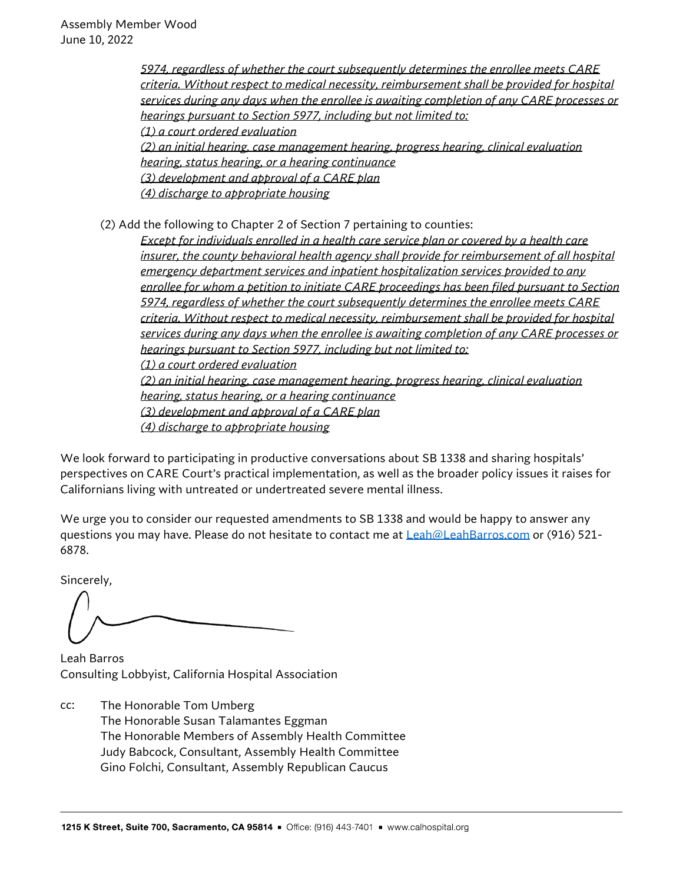*5974, regardless of whether the court subsequently determines the enrollee meets CARE criteria. Without respect to medical necessity, reimbursement shall be provided for hospital services during any days when the enrollee is awaiting completion of any CARE processes or hearings pursuant to Section 5977, including but not limited to:*
*(1) a court ordered evaluation*
*(2) an initial hearing, case management hearing, progress hearing, clinical evaluation hearing, status hearing, or a hearing continuance*
*(3) development and approval of a CARE plan*
*(4) discharge to appropriate housing*

(2) Add the following to Chapter 2 of Section 7 pertaining to counties:

*Except for individuals enrolled in a health care service plan or covered by a health care insurer, the county behavioral health agency shall provide for reimbursement of all hospital emergency department services and inpatient hospitalization services provided to any enrollee for whom a petition to initiate CARE proceedings has been filed pursuant to Section 5974, regardless of whether the court subsequently determines the enrollee meets CARE criteria. Without respect to medical necessity, reimbursement shall be provided for hospital services during any days when the enrollee is awaiting completion of any CARE processes or hearings pursuant to Section 5977, including but not limited to:*
*(1) a court ordered evaluation*
*(2) an initial hearing, case management hearing, progress hearing, clinical evaluation hearing, status hearing, or a hearing continuance*
*(3) development and approval of a CARE plan*
*(4) discharge to appropriate housing*

We look forward to participating in productive conversations about SB 1338 and sharing hospitals' perspectives on CARE Court's practical implementation, as well as the broader policy issues it raises for Californians living with untreated or undertreated severe mental illness.

We urge you to consider our requested amendments to SB 1338 and would be happy to answer any questions you may have. Please do not hesitate to contact me at Leah@LeahBarros.com or (916) 521-6878.

Sincerely,

Leah Barros
Consulting Lobbyist, California Hospital Association

cc: The Honorable Tom Umberg
The Honorable Susan Talamantes Eggman
The Honorable Members of Assembly Health Committee
Judy Babcock, Consultant, Assembly Health Committee
Gino Folchi, Consultant, Assembly Republican Caucus